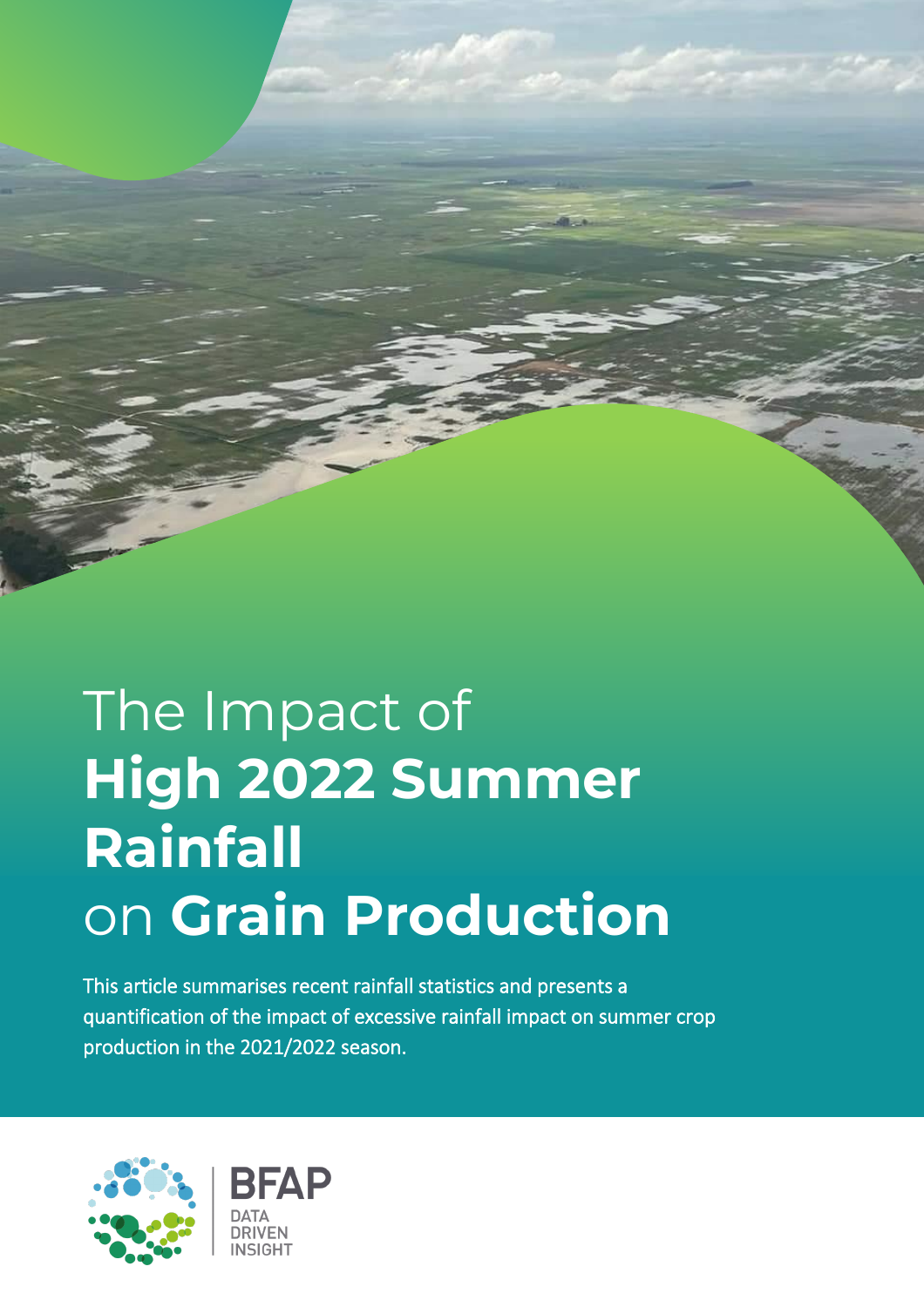# The Impact of **High 2022 Summer Rainfall** on **Grain Production**

This article summarises recent rainfall statistics and presents a quantification of the impact of excessive rainfall impact on summer crop production in the 2021/2022 season.

BFAP

DATA DRIVEN INSIGHT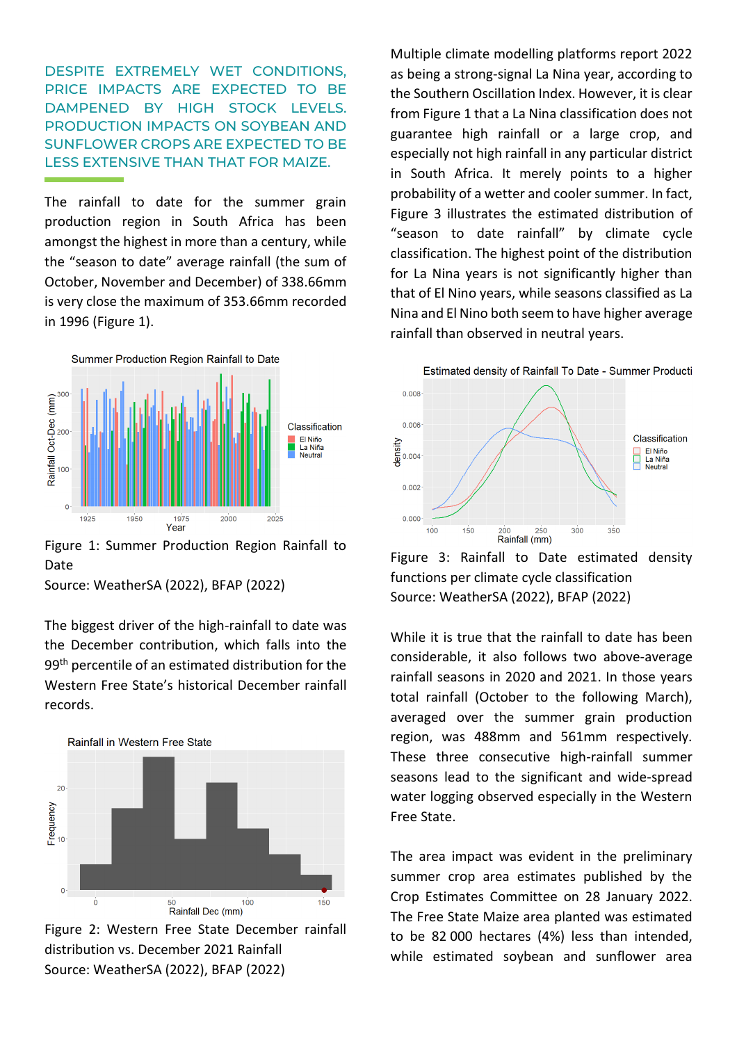## DESPITE EXTREMELY WET CONDITIONS, PRICE IMPACTS ARE EXPECTED TO BE DAMPENED BY HIGH STOCK LEVELS. PRODUCTION IMPACTS ON SOYBEAN AND SUNFLOWER CROPS ARE EXPECTED TO BE LESS EXTENSIVE THAN THAT FOR MAIZE.

The rainfall to date for the summer grain production region in South Africa has been amongst the highest in more than a century, while the "season to date" average rainfall (the sum of October, November and December) of 338.66mm is very close the maximum of 353.66mm recorded in 1996 (Figure 1).

Figure 1: Summer Production Region Rainfall to Date
Source: WeatherSA (2022), BFAP (2022)

The biggest driver of the high-rainfall to date was the December contribution, which falls into the 99th percentile of an estimated distribution for the Western Free State's historical December rainfall records.

Figure 2: Western Free State December rainfall distribution vs. December 2021 Rainfall
Source: WeatherSA (2022), BFAP (2022)

Multiple climate modelling platforms report 2022 as being a strong-signal La Nina year, according to the Southern Oscillation Index. However, it is clear from Figure 1 that a La Nina classification does not guarantee high rainfall or a large crop, and especially not high rainfall in any particular district in South Africa. It merely points to a higher probability of a wetter and cooler summer. In fact, Figure 3 illustrates the estimated distribution of "season to date rainfall" by climate cycle classification. The highest point of the distribution for La Nina years is not significantly higher than that of El Nino years, while seasons classified as La Nina and El Nino both seem to have higher average rainfall than observed in neutral years.

Figure 3: Rainfall to Date estimated density functions per climate cycle classification
Source: WeatherSA (2022), BFAP (2022)

While it is true that the rainfall to date has been considerable, it also follows two above-average rainfall seasons in 2020 and 2021. In those years total rainfall (October to the following March), averaged over the summer grain production region, was 488mm and 561mm respectively. These three consecutive high-rainfall summer seasons lead to the significant and wide-spread water logging observed especially in the Western Free State.

The area impact was evident in the preliminary summer crop area estimates published by the Crop Estimates Committee on 28 January 2022. The Free State Maize area planted was estimated to be 82 000 hectares (4%) less than intended, while estimated soybean and sunflower area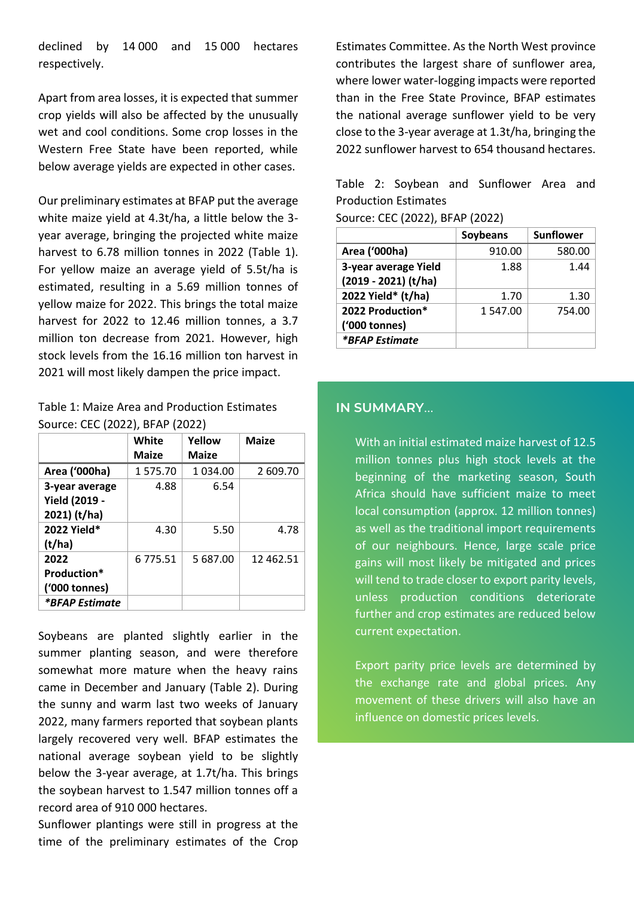declined by 14 000 and 15 000 hectares respectively.

Apart from area losses, it is expected that summer crop yields will also be affected by the unusually wet and cool conditions. Some crop losses in the Western Free State have been reported, while below average yields are expected in other cases.

Our preliminary estimates at BFAP put the average white maize yield at 4.3t/ha, a little below the 3-year average, bringing the projected white maize harvest to 6.78 million tonnes in 2022 (Table 1). For yellow maize an average yield of 5.5t/ha is estimated, resulting in a 5.69 million tonnes of yellow maize for 2022. This brings the total maize harvest for 2022 to 12.46 million tonnes, a 3.7 million ton decrease from 2021. However, high stock levels from the 16.16 million ton harvest in 2021 will most likely dampen the price impact.

Table 1: Maize Area and Production Estimates
Source: CEC (2022), BFAP (2022)

| | White Maize | Yellow Maize | Maize |
|---|---|---|---|
| **Area ('000ha)** | 1 575.70 | 1 034.00 | 2 609.70 |
| **3-year average Yield (2019 - 2021) (t/ha)** | 4.88 | 6.54 | |
| **2022 Yield* (t/ha)** | 4.30 | 5.50 | 4.78 |
| **2022 Production* ('000 tonnes)** | 6 775.51 | 5 687.00 | 12 462.51 |
| ***BFAP Estimate** | | | |

Soybeans are planted slightly earlier in the summer planting season, and were therefore somewhat more mature when the heavy rains came in December and January (Table 2). During the sunny and warm last two weeks of January 2022, many farmers reported that soybean plants largely recovered very well. BFAP estimates the national average soybean yield to be slightly below the 3-year average, at 1.7t/ha. This brings the soybean harvest to 1.547 million tonnes off a record area of 910 000 hectares.

Sunflower plantings were still in progress at the time of the preliminary estimates of the Crop Estimates Committee. As the North West province contributes the largest share of sunflower area, where lower water-logging impacts were reported than in the Free State Province, BFAP estimates the national average sunflower yield to be very close to the 3-year average at 1.3t/ha, bringing the 2022 sunflower harvest to 654 thousand hectares.

Table 2: Soybean and Sunflower Area and Production Estimates
Source: CEC (2022), BFAP (2022)

| | Soybeans | Sunflower |
|---|---|---|
| **Area ('000ha)** | 910.00 | 580.00 |
| **3-year average Yield (2019 - 2021) (t/ha)** | 1.88 | 1.44 |
| **2022 Yield* (t/ha)** | 1.70 | 1.30 |
| **2022 Production* ('000 tonnes)** | 1 547.00 | 754.00 |
| ***BFAP Estimate** | | |

## IN SUMMARY...

With an initial estimated maize harvest of 12.5 million tonnes plus high stock levels at the beginning of the marketing season, South Africa should have sufficient maize to meet local consumption (approx. 12 million tonnes) as well as the traditional import requirements of our neighbours. Hence, large scale price gains will most likely be mitigated and prices will tend to trade closer to export parity levels, unless production conditions deteriorate further and crop estimates are reduced below current expectation.

Export parity price levels are determined by the exchange rate and global prices. Any movement of these drivers will also have an influence on domestic prices levels.